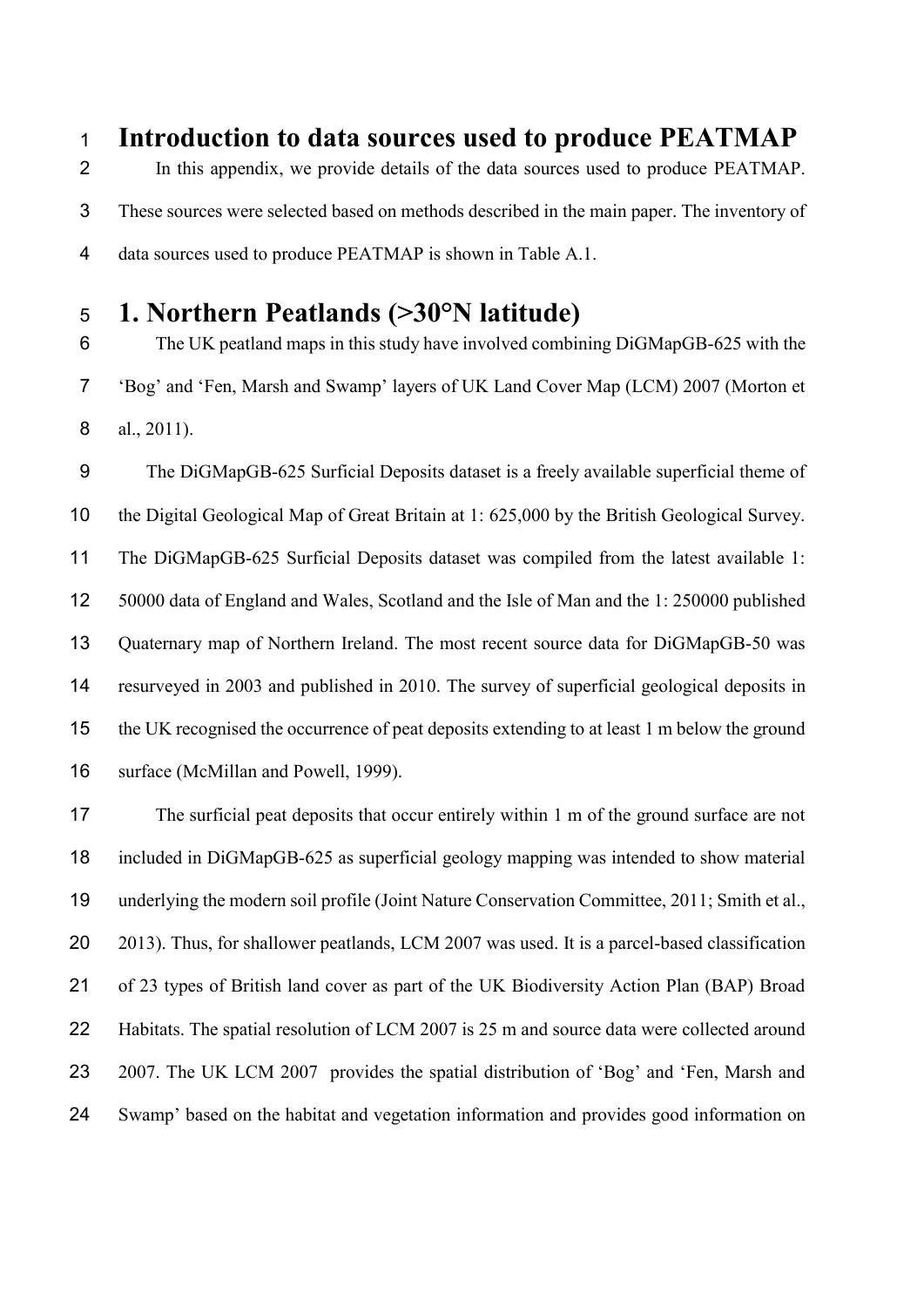# Introduction to data sources used to produce PEATMAP

In this appendix, we provide details of the data sources used to produce PEATMAP. These sources were selected based on methods described in the main paper. The inventory of data sources used to produce PEATMAP is shown in Table A.1.

# 1. Northern Peatlands (>30°N latitude)

The UK peatland maps in this study have involved combining DiGMapGB-625 with the 'Bog' and 'Fen, Marsh and Swamp' layers of UK Land Cover Map (LCM) 2007 (Morton et al., 2011).

The DiGMapGB-625 Surficial Deposits dataset is a freely available superficial theme of the Digital Geological Map of Great Britain at 1: 625,000 by the British Geological Survey. The DiGMapGB-625 Surficial Deposits dataset was compiled from the latest available 1: 50000 data of England and Wales, Scotland and the Isle of Man and the 1: 250000 published Quaternary map of Northern Ireland. The most recent source data for DiGMapGB-50 was resurveyed in 2003 and published in 2010. The survey of superficial geological deposits in the UK recognised the occurrence of peat deposits extending to at least 1 m below the ground surface (McMillan and Powell, 1999).

The surficial peat deposits that occur entirely within 1 m of the ground surface are not included in DiGMapGB-625 as superficial geology mapping was intended to show material underlying the modern soil profile (Joint Nature Conservation Committee, 2011; Smith et al., 2013). Thus, for shallower peatlands, LCM 2007 was used. It is a parcel-based classification of 23 types of British land cover as part of the UK Biodiversity Action Plan (BAP) Broad Habitats. The spatial resolution of LCM 2007 is 25 m and source data were collected around 2007. The UK LCM 2007 provides the spatial distribution of 'Bog' and 'Fen, Marsh and Swamp' based on the habitat and vegetation information and provides good information on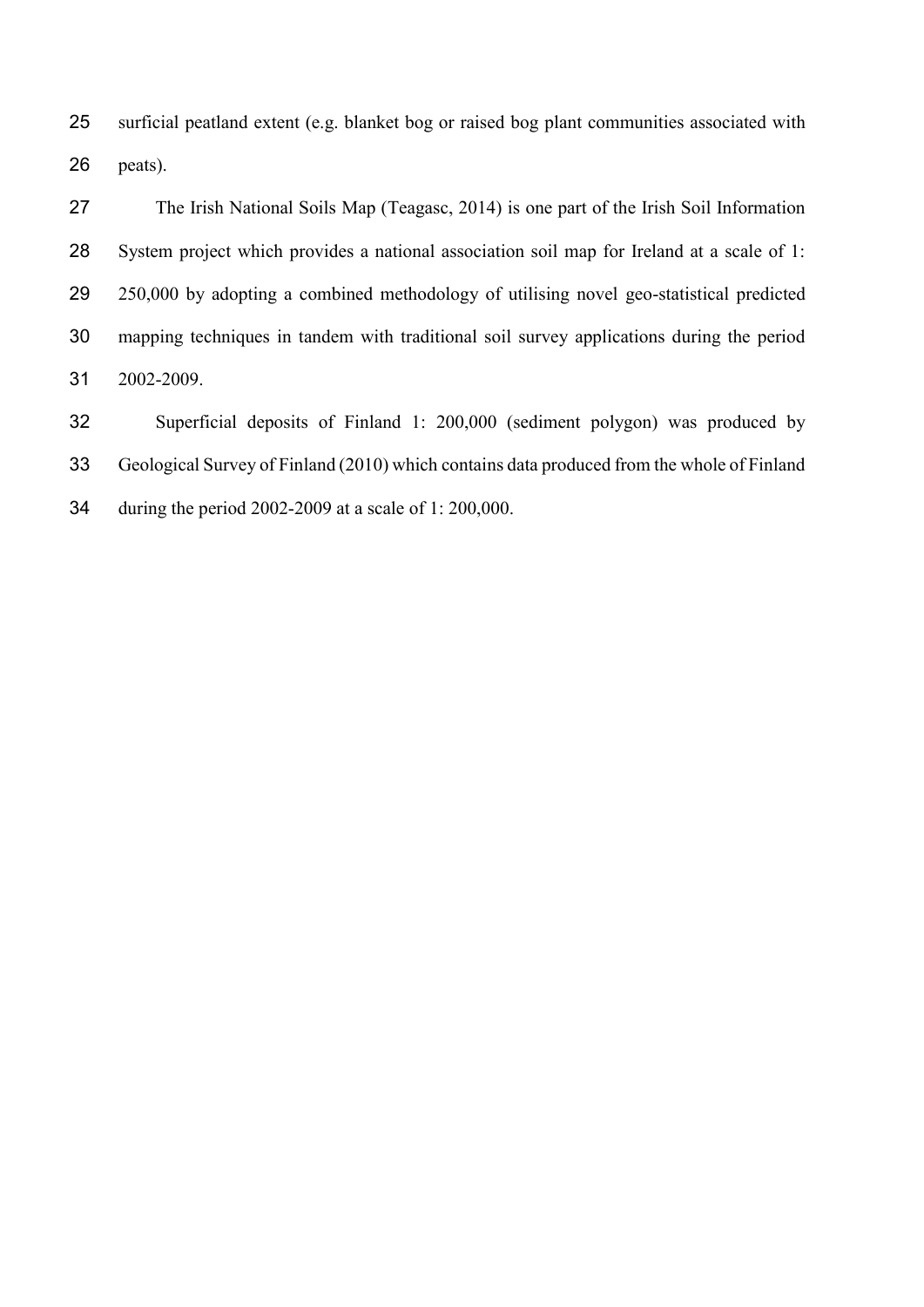surficial peatland extent (e.g. blanket bog or raised bog plant communities associated with peats).

The Irish National Soils Map (Teagasc, 2014) is one part of the Irish Soil Information System project which provides a national association soil map for Ireland at a scale of 1: 250,000 by adopting a combined methodology of utilising novel geo-statistical predicted mapping techniques in tandem with traditional soil survey applications during the period 2002-2009.

Superficial deposits of Finland 1: 200,000 (sediment polygon) was produced by Geological Survey of Finland (2010) which contains data produced from the whole of Finland during the period 2002-2009 at a scale of 1: 200,000.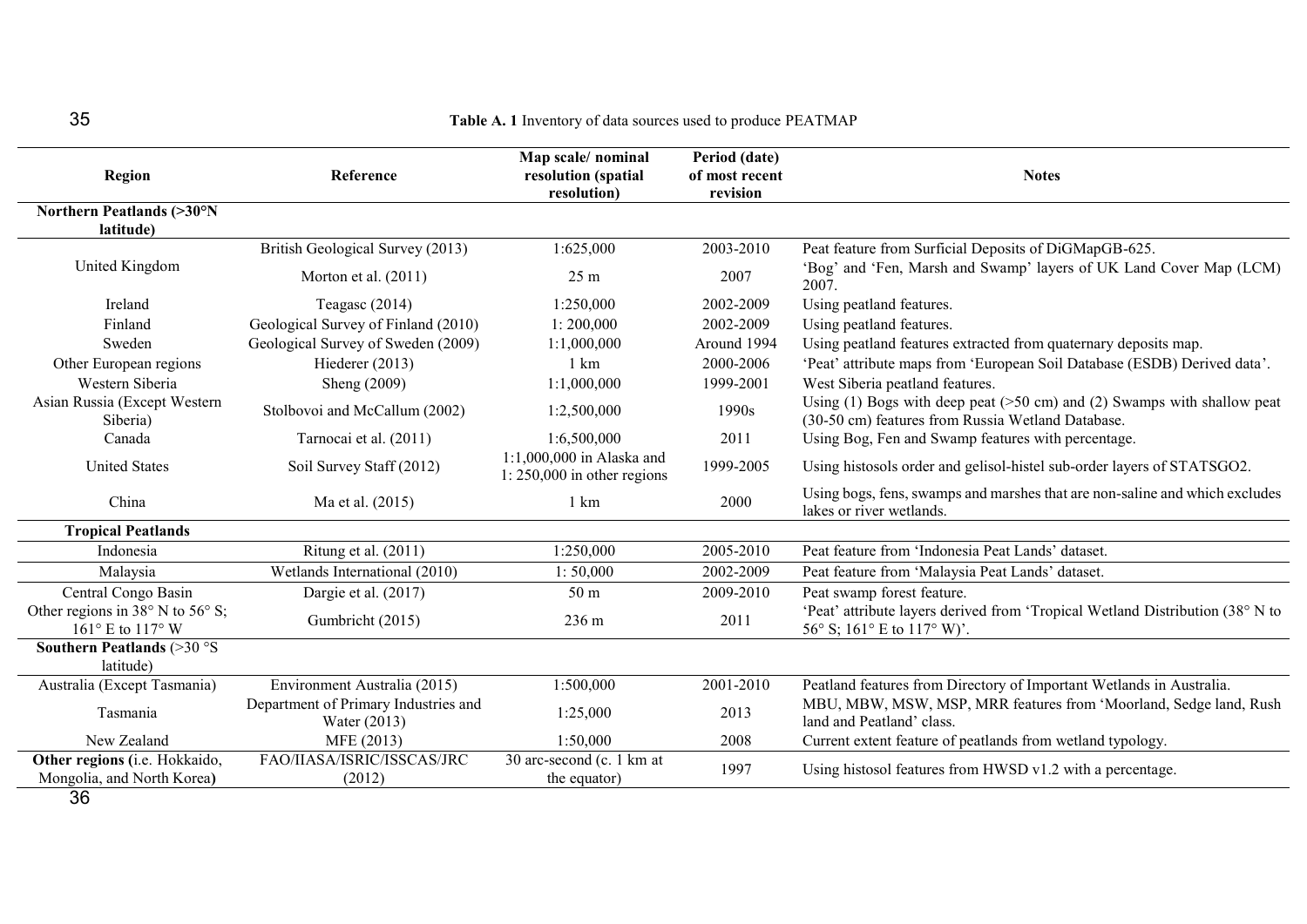**Table A. 1** Inventory of data sources used to produce PEATMAP

| Region | Reference | Map scale/ nominal resolution (spatial resolution) | Period (date) of most recent revision | Notes |
|---|---|---|---|---|
| **Northern Peatlands (>30°N latitude)** | | | | |
| United Kingdom | British Geological Survey (2013) | 1:625,000 | 2003-2010 | Peat feature from Surficial Deposits of DiGMapGB-625. |
| | Morton et al. (2011) | 25 m | 2007 | 'Bog' and 'Fen, Marsh and Swamp' layers of UK Land Cover Map (LCM) 2007. |
| Ireland | Teagasc (2014) | 1:250,000 | 2002-2009 | Using peatland features. |
| Finland | Geological Survey of Finland (2010) | 1: 200,000 | 2002-2009 | Using peatland features. |
| Sweden | Geological Survey of Sweden (2009) | 1:1,000,000 | Around 1994 | Using peatland features extracted from quaternary deposits map. |
| Other European regions | Hiederer (2013) | 1 km | 2000-2006 | 'Peat' attribute maps from 'European Soil Database (ESDB) Derived data'. |
| Western Siberia | Sheng (2009) | 1:1,000,000 | 1999-2001 | West Siberia peatland features. |
| Asian Russia (Except Western Siberia) | Stolbovoi and McCallum (2002) | 1:2,500,000 | 1990s | Using (1) Bogs with deep peat (>50 cm) and (2) Swamps with shallow peat (30-50 cm) features from Russia Wetland Database. |
| Canada | Tarnocai et al. (2011) | 1:6,500,000 | 2011 | Using Bog, Fen and Swamp features with percentage. |
| United States | Soil Survey Staff (2012) | 1:1,000,000 in Alaska and 1: 250,000 in other regions | 1999-2005 | Using histosols order and gelisol-histel sub-order layers of STATSGO2. |
| China | Ma et al. (2015) | 1 km | 2000 | Using bogs, fens, swamps and marshes that are non-saline and which excludes lakes or river wetlands. |
| **Tropical Peatlands** | | | | |
| Indonesia | Ritung et al. (2011) | 1:250,000 | 2005-2010 | Peat feature from 'Indonesia Peat Lands' dataset. |
| Malaysia | Wetlands International (2010) | 1: 50,000 | 2002-2009 | Peat feature from 'Malaysia Peat Lands' dataset. |
| Central Congo Basin | Dargie et al. (2017) | 50 m | 2009-2010 | Peat swamp forest feature. |
| Other regions in 38° N to 56° S; 161° E to 117° W | Gumbricht (2015) | 236 m | 2011 | 'Peat' attribute layers derived from 'Tropical Wetland Distribution (38° N to 56° S; 161° E to 117° W)'. |
| **Southern Peatlands (>30 °S latitude)** | | | | |
| Australia (Except Tasmania) | Environment Australia (2015) | 1:500,000 | 2001-2010 | Peatland features from Directory of Important Wetlands in Australia. |
| Tasmania | Department of Primary Industries and Water (2013) | 1:25,000 | 2013 | MBU, MBW, MSW, MSP, MRR features from 'Moorland, Sedge land, Rush land and Peatland' class. |
| New Zealand | MFE (2013) | 1:50,000 | 2008 | Current extent feature of peatlands from wetland typology. |
| **Other regions (i.e. Hokkaido, Mongolia, and North Korea)** | FAO/IIASA/ISRIC/ISSCAS/JRC (2012) | 30 arc-second (c. 1 km at the equator) | 1997 | Using histosol features from HWSD v1.2 with a percentage. |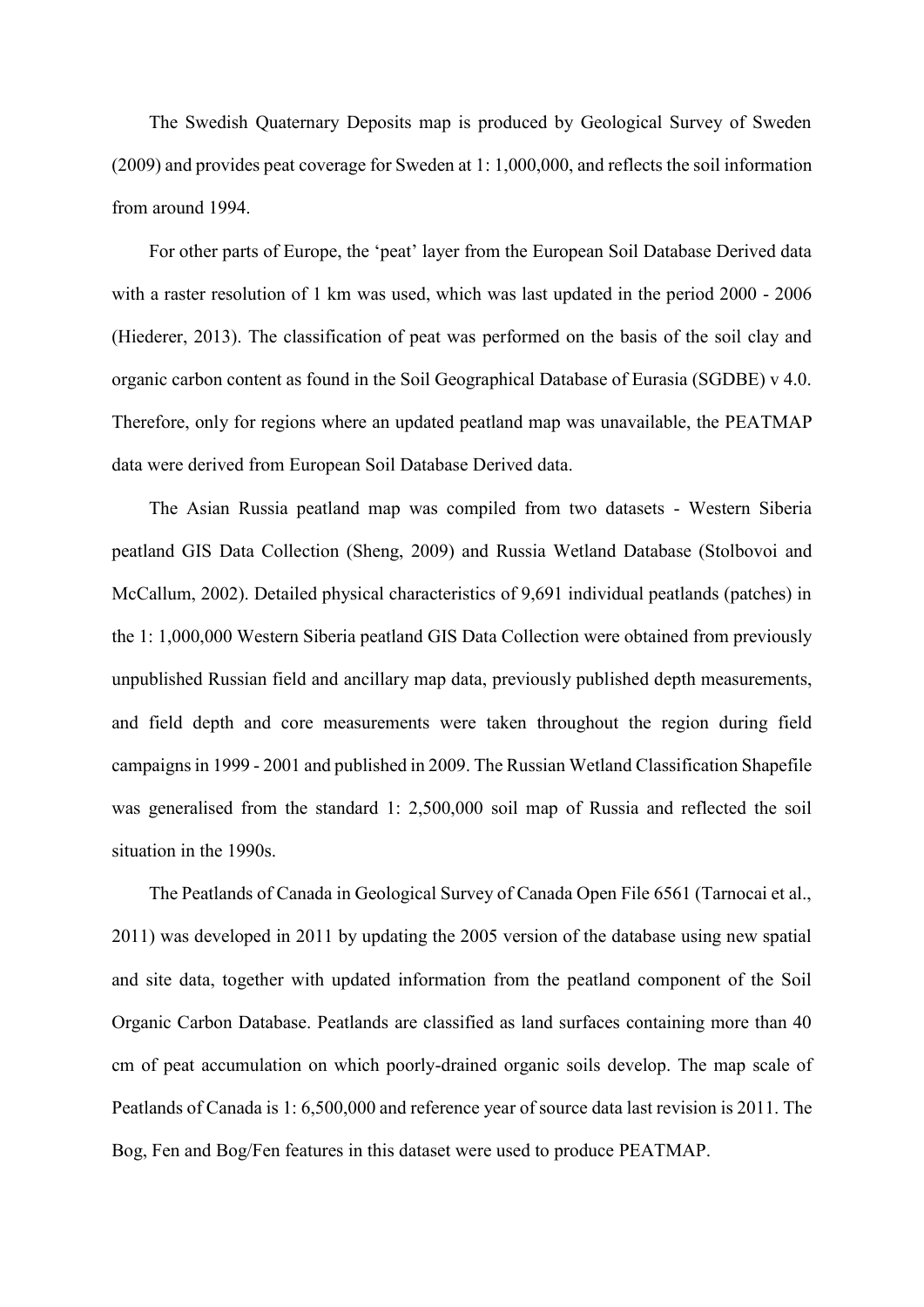The Swedish Quaternary Deposits map is produced by Geological Survey of Sweden (2009) and provides peat coverage for Sweden at 1: 1,000,000, and reflects the soil information from around 1994.

For other parts of Europe, the 'peat' layer from the European Soil Database Derived data with a raster resolution of 1 km was used, which was last updated in the period 2000 - 2006 (Hiederer, 2013). The classification of peat was performed on the basis of the soil clay and organic carbon content as found in the Soil Geographical Database of Eurasia (SGDBE) v 4.0. Therefore, only for regions where an updated peatland map was unavailable, the PEATMAP data were derived from European Soil Database Derived data.

The Asian Russia peatland map was compiled from two datasets - Western Siberia peatland GIS Data Collection (Sheng, 2009) and Russia Wetland Database (Stolbovoi and McCallum, 2002). Detailed physical characteristics of 9,691 individual peatlands (patches) in the 1: 1,000,000 Western Siberia peatland GIS Data Collection were obtained from previously unpublished Russian field and ancillary map data, previously published depth measurements, and field depth and core measurements were taken throughout the region during field campaigns in 1999 - 2001 and published in 2009. The Russian Wetland Classification Shapefile was generalised from the standard 1: 2,500,000 soil map of Russia and reflected the soil situation in the 1990s.

The Peatlands of Canada in Geological Survey of Canada Open File 6561 (Tarnocai et al., 2011) was developed in 2011 by updating the 2005 version of the database using new spatial and site data, together with updated information from the peatland component of the Soil Organic Carbon Database. Peatlands are classified as land surfaces containing more than 40 cm of peat accumulation on which poorly-drained organic soils develop. The map scale of Peatlands of Canada is 1: 6,500,000 and reference year of source data last revision is 2011. The Bog, Fen and Bog/Fen features in this dataset were used to produce PEATMAP.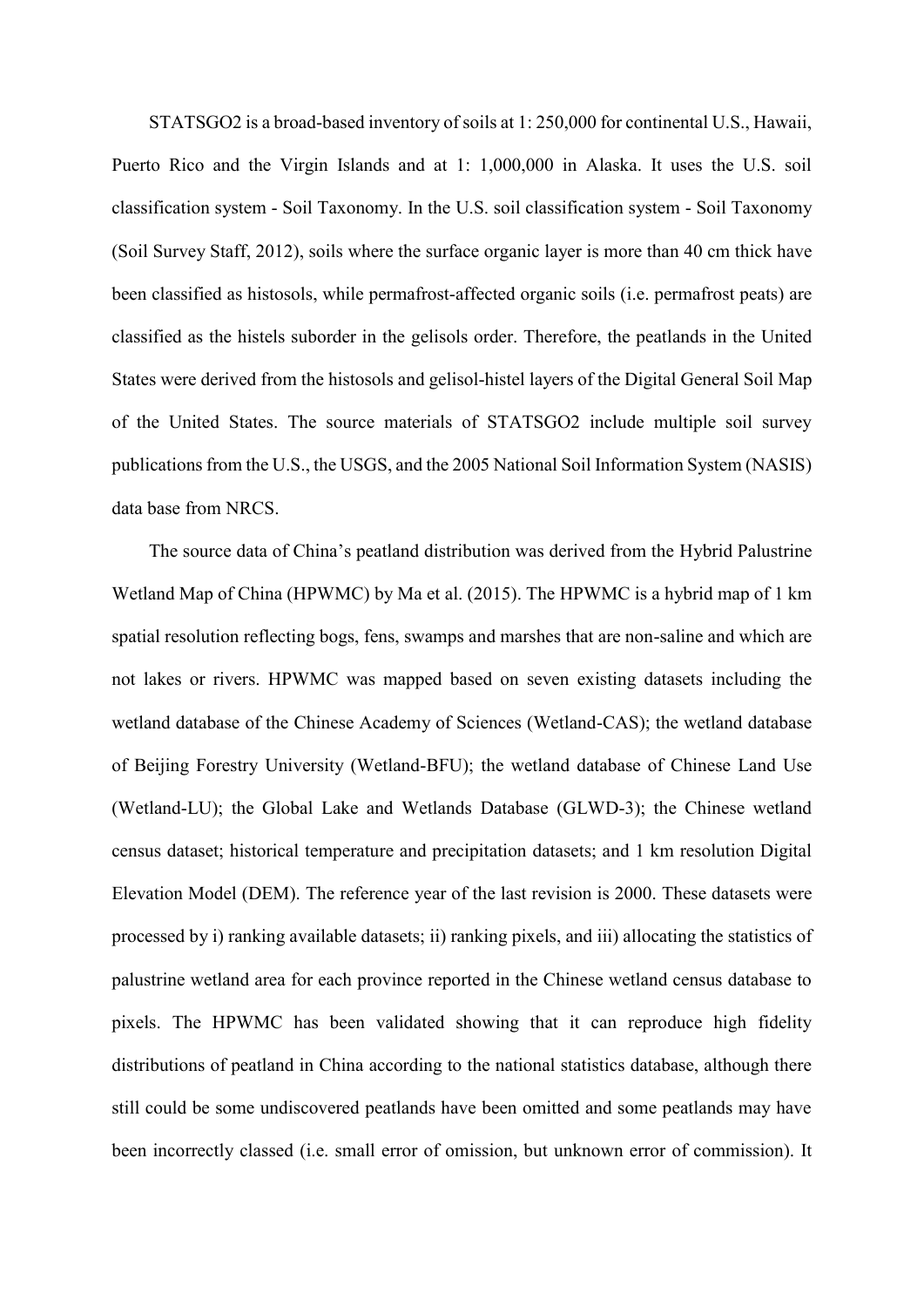STATSGO2 is a broad-based inventory of soils at 1: 250,000 for continental U.S., Hawaii, Puerto Rico and the Virgin Islands and at 1: 1,000,000 in Alaska. It uses the U.S. soil classification system - Soil Taxonomy. In the U.S. soil classification system - Soil Taxonomy (Soil Survey Staff, 2012), soils where the surface organic layer is more than 40 cm thick have been classified as histosols, while permafrost-affected organic soils (i.e. permafrost peats) are classified as the histels suborder in the gelisols order. Therefore, the peatlands in the United States were derived from the histosols and gelisol-histel layers of the Digital General Soil Map of the United States. The source materials of STATSGO2 include multiple soil survey publications from the U.S., the USGS, and the 2005 National Soil Information System (NASIS) data base from NRCS.

The source data of China's peatland distribution was derived from the Hybrid Palustrine Wetland Map of China (HPWMC) by Ma et al. (2015). The HPWMC is a hybrid map of 1 km spatial resolution reflecting bogs, fens, swamps and marshes that are non-saline and which are not lakes or rivers. HPWMC was mapped based on seven existing datasets including the wetland database of the Chinese Academy of Sciences (Wetland-CAS); the wetland database of Beijing Forestry University (Wetland-BFU); the wetland database of Chinese Land Use (Wetland-LU); the Global Lake and Wetlands Database (GLWD-3); the Chinese wetland census dataset; historical temperature and precipitation datasets; and 1 km resolution Digital Elevation Model (DEM). The reference year of the last revision is 2000. These datasets were processed by i) ranking available datasets; ii) ranking pixels, and iii) allocating the statistics of palustrine wetland area for each province reported in the Chinese wetland census database to pixels. The HPWMC has been validated showing that it can reproduce high fidelity distributions of peatland in China according to the national statistics database, although there still could be some undiscovered peatlands have been omitted and some peatlands may have been incorrectly classed (i.e. small error of omission, but unknown error of commission). It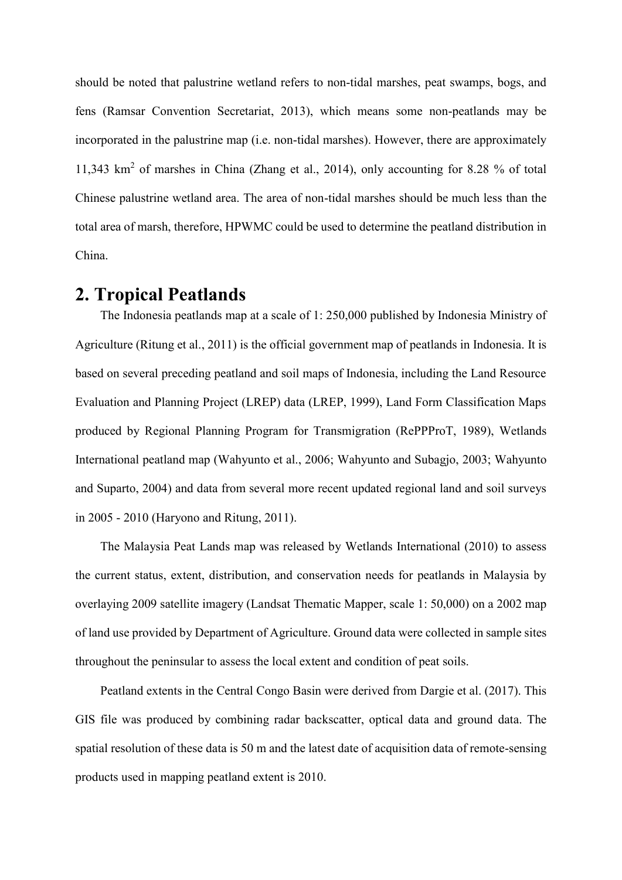should be noted that palustrine wetland refers to non-tidal marshes, peat swamps, bogs, and fens (Ramsar Convention Secretariat, 2013), which means some non-peatlands may be incorporated in the palustrine map (i.e. non-tidal marshes). However, there are approximately 11,343 $km^2$ of marshes in China (Zhang et al., 2014), only accounting for 8.28 % of total Chinese palustrine wetland area. The area of non-tidal marshes should be much less than the total area of marsh, therefore, HPWMC could be used to determine the peatland distribution in China.

# 2. Tropical Peatlands

The Indonesia peatlands map at a scale of 1: 250,000 published by Indonesia Ministry of Agriculture (Ritung et al., 2011) is the official government map of peatlands in Indonesia. It is based on several preceding peatland and soil maps of Indonesia, including the Land Resource Evaluation and Planning Project (LREP) data (LREP, 1999), Land Form Classification Maps produced by Regional Planning Program for Transmigration (RePPProT, 1989), Wetlands International peatland map (Wahyunto et al., 2006; Wahyunto and Subagjo, 2003; Wahyunto and Suparto, 2004) and data from several more recent updated regional land and soil surveys in 2005 - 2010 (Haryono and Ritung, 2011).

The Malaysia Peat Lands map was released by Wetlands International (2010) to assess the current status, extent, distribution, and conservation needs for peatlands in Malaysia by overlaying 2009 satellite imagery (Landsat Thematic Mapper, scale 1: 50,000) on a 2002 map of land use provided by Department of Agriculture. Ground data were collected in sample sites throughout the peninsular to assess the local extent and condition of peat soils.

Peatland extents in the Central Congo Basin were derived from Dargie et al. (2017). This GIS file was produced by combining radar backscatter, optical data and ground data. The spatial resolution of these data is 50 m and the latest date of acquisition data of remote-sensing products used in mapping peatland extent is 2010.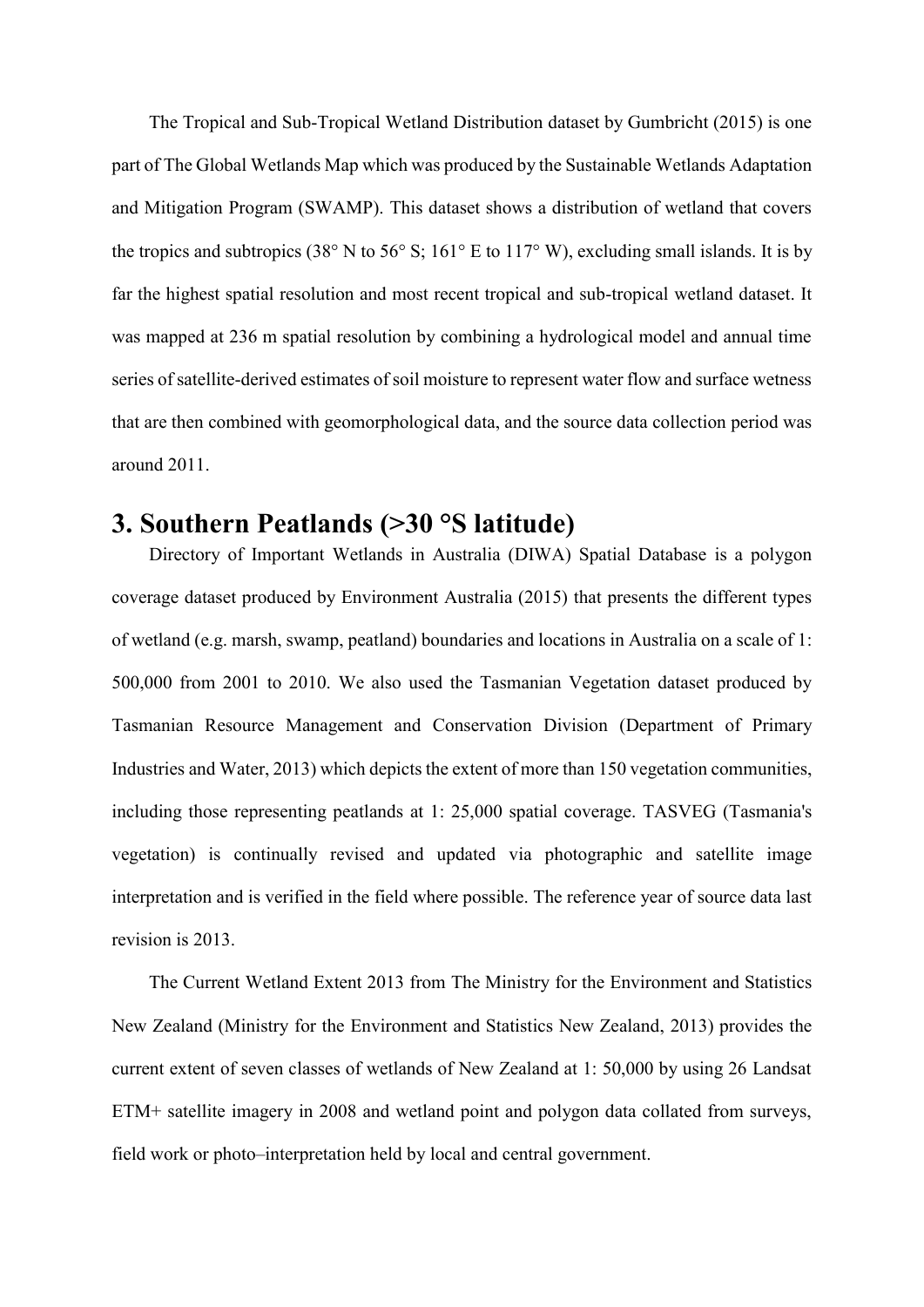The Tropical and Sub-Tropical Wetland Distribution dataset by Gumbricht (2015) is one part of The Global Wetlands Map which was produced by the Sustainable Wetlands Adaptation and Mitigation Program (SWAMP). This dataset shows a distribution of wetland that covers the tropics and subtropics (38° N to 56° S; 161° E to 117° W), excluding small islands. It is by far the highest spatial resolution and most recent tropical and sub-tropical wetland dataset. It was mapped at 236 m spatial resolution by combining a hydrological model and annual time series of satellite-derived estimates of soil moisture to represent water flow and surface wetness that are then combined with geomorphological data, and the source data collection period was around 2011.

# 3. Southern Peatlands (>30 °S latitude)

Directory of Important Wetlands in Australia (DIWA) Spatial Database is a polygon coverage dataset produced by Environment Australia (2015) that presents the different types of wetland (e.g. marsh, swamp, peatland) boundaries and locations in Australia on a scale of 1: 500,000 from 2001 to 2010. We also used the Tasmanian Vegetation dataset produced by Tasmanian Resource Management and Conservation Division (Department of Primary Industries and Water, 2013) which depicts the extent of more than 150 vegetation communities, including those representing peatlands at 1: 25,000 spatial coverage. TASVEG (Tasmania's vegetation) is continually revised and updated via photographic and satellite image interpretation and is verified in the field where possible. The reference year of source data last revision is 2013.

The Current Wetland Extent 2013 from The Ministry for the Environment and Statistics New Zealand (Ministry for the Environment and Statistics New Zealand, 2013) provides the current extent of seven classes of wetlands of New Zealand at 1: 50,000 by using 26 Landsat ETM+ satellite imagery in 2008 and wetland point and polygon data collated from surveys, field work or photo–interpretation held by local and central government.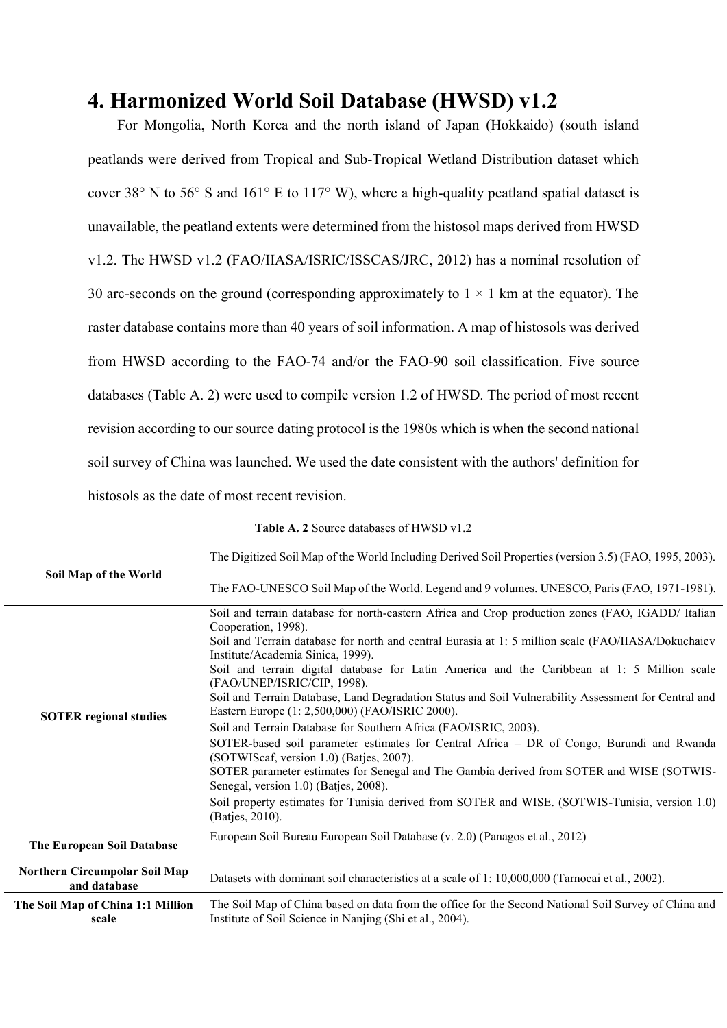# 4. Harmonized World Soil Database (HWSD) v1.2

For Mongolia, North Korea and the north island of Japan (Hokkaido) (south island peatlands were derived from Tropical and Sub-Tropical Wetland Distribution dataset which cover 38° N to 56° S and 161° E to 117° W), where a high-quality peatland spatial dataset is unavailable, the peatland extents were determined from the histosol maps derived from HWSD v1.2. The HWSD v1.2 (FAO/IIASA/ISRIC/ISSCAS/JRC, 2012) has a nominal resolution of 30 arc-seconds on the ground (corresponding approximately to 1 × 1 km at the equator). The raster database contains more than 40 years of soil information. A map of histosols was derived from HWSD according to the FAO-74 and/or the FAO-90 soil classification. Five source databases (Table A. 2) were used to compile version 1.2 of HWSD. The period of most recent revision according to our source dating protocol is the 1980s which is when the second national soil survey of China was launched. We used the date consistent with the authors' definition for histosols as the date of most recent revision.

**Table A. 2** Source databases of HWSD v1.2

| | |
|---|---|
| **Soil Map of the World** | The Digitized Soil Map of the World Including Derived Soil Properties (version 3.5) (FAO, 1995, 2003).<br>The FAO-UNESCO Soil Map of the World. Legend and 9 volumes. UNESCO, Paris (FAO, 1971-1981). |
| **SOTER regional studies** | Soil and terrain database for north-eastern Africa and Crop production zones (FAO, IGADD/ Italian Cooperation, 1998).<br>Soil and Terrain database for north and central Eurasia at 1: 5 million scale (FAO/IIASA/Dokuchaiev Institute/Academia Sinica, 1999).<br>Soil and terrain digital database for Latin America and the Caribbean at 1: 5 Million scale (FAO/UNEP/ISRIC/CIP, 1998).<br>Soil and Terrain Database, Land Degradation Status and Soil Vulnerability Assessment for Central and Eastern Europe (1: 2,500,000) (FAO/ISRIC 2000).<br>Soil and Terrain Database for Southern Africa (FAO/ISRIC, 2003).<br>SOTER-based soil parameter estimates for Central Africa – DR of Congo, Burundi and Rwanda (SOTWIScaf, version 1.0) (Batjes, 2007).<br>SOTER parameter estimates for Senegal and The Gambia derived from SOTER and WISE (SOTWIS-Senegal, version 1.0) (Batjes, 2008).<br>Soil property estimates for Tunisia derived from SOTER and WISE. (SOTWIS-Tunisia, version 1.0) (Batjes, 2010). |
| **The European Soil Database** | European Soil Bureau European Soil Database (v. 2.0) (Panagos et al., 2012) |
| **Northern Circumpolar Soil Map and database** | Datasets with dominant soil characteristics at a scale of 1: 10,000,000 (Tarnocai et al., 2002). |
| **The Soil Map of China 1:1 Million scale** | The Soil Map of China based on data from the office for the Second National Soil Survey of China and Institute of Soil Science in Nanjing (Shi et al., 2004). |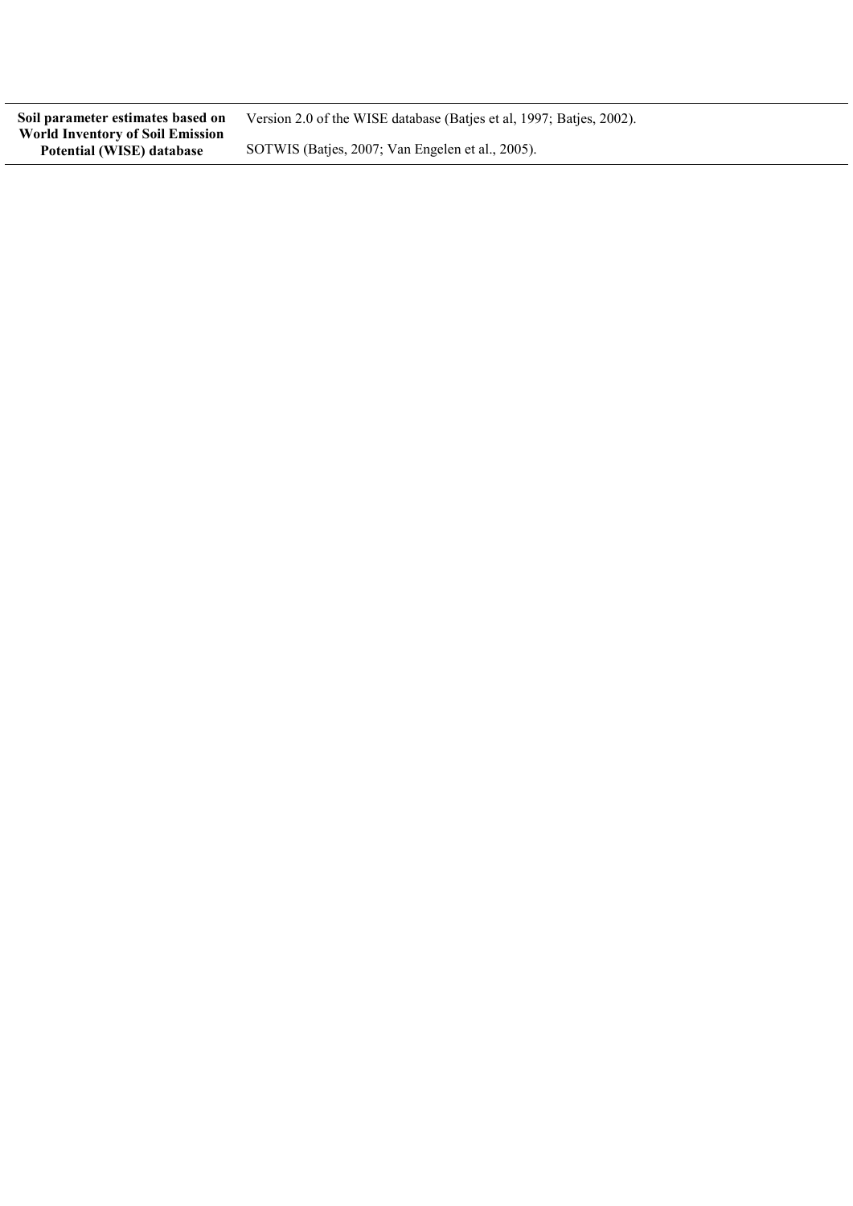| | |
|---|---|
| **Soil parameter estimates based on World Inventory of Soil Emission Potential (WISE) database** | Version 2.0 of the WISE database (Batjes et al, 1997; Batjes, 2002). |
| | SOTWIS (Batjes, 2007; Van Engelen et al., 2005). |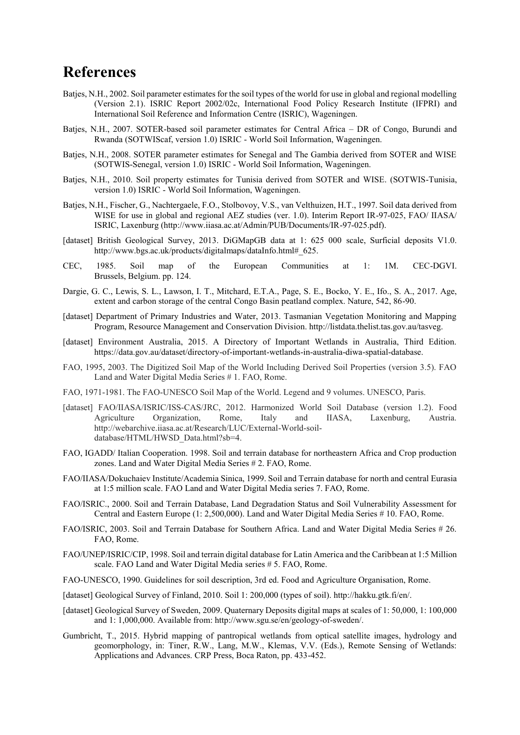# References

Batjes, N.H., 2002. Soil parameter estimates for the soil types of the world for use in global and regional modelling (Version 2.1). ISRIC Report 2002/02c, International Food Policy Research Institute (IFPRI) and International Soil Reference and Information Centre (ISRIC), Wageningen.

Batjes, N.H., 2007. SOTER-based soil parameter estimates for Central Africa – DR of Congo, Burundi and Rwanda (SOTWIScaf, version 1.0) ISRIC - World Soil Information, Wageningen.

Batjes, N.H., 2008. SOTER parameter estimates for Senegal and The Gambia derived from SOTER and WISE (SOTWIS-Senegal, version 1.0) ISRIC - World Soil Information, Wageningen.

Batjes, N.H., 2010. Soil property estimates for Tunisia derived from SOTER and WISE. (SOTWIS-Tunisia, version 1.0) ISRIC - World Soil Information, Wageningen.

Batjes, N.H., Fischer, G., Nachtergaele, F.O., Stolbovoy, V.S., van Velthuizen, H.T., 1997. Soil data derived from WISE for use in global and regional AEZ studies (ver. 1.0). Interim Report IR-97-025, FAO/ IIASA/ ISRIC, Laxenburg (http://www.iiasa.ac.at/Admin/PUB/Documents/IR-97-025.pdf).

[dataset] British Geological Survey, 2013. DiGMapGB data at 1: 625 000 scale, Surficial deposits V1.0. http://www.bgs.ac.uk/products/digitalmaps/dataInfo.html#_625.

CEC, 1985. Soil map of the European Communities at 1: 1M. CEC-DGVI. Brussels, Belgium. pp. 124.

Dargie, G. C., Lewis, S. L., Lawson, I. T., Mitchard, E.T.A., Page, S. E., Bocko, Y. E., Ifo., S. A., 2017. Age, extent and carbon storage of the central Congo Basin peatland complex. Nature, 542, 86-90.

[dataset] Department of Primary Industries and Water, 2013. Tasmanian Vegetation Monitoring and Mapping Program, Resource Management and Conservation Division. http://listdata.thelist.tas.gov.au/tasveg.

[dataset] Environment Australia, 2015. A Directory of Important Wetlands in Australia, Third Edition. https://data.gov.au/dataset/directory-of-important-wetlands-in-australia-diwa-spatial-database.

FAO, 1995, 2003. The Digitized Soil Map of the World Including Derived Soil Properties (version 3.5). FAO Land and Water Digital Media Series # 1. FAO, Rome.

FAO, 1971-1981. The FAO-UNESCO Soil Map of the World. Legend and 9 volumes. UNESCO, Paris.

[dataset] FAO/IIASA/ISRIC/ISS-CAS/JRC, 2012. Harmonized World Soil Database (version 1.2). Food Agriculture Organization, Rome, Italy and IIASA, Laxenburg, Austria. http://webarchive.iiasa.ac.at/Research/LUC/External-World-soil-database/HTML/HWSD_Data.html?sb=4.

FAO, IGADD/ Italian Cooperation. 1998. Soil and terrain database for northeastern Africa and Crop production zones. Land and Water Digital Media Series # 2. FAO, Rome.

FAO/IIASA/Dokuchaiev Institute/Academia Sinica, 1999. Soil and Terrain database for north and central Eurasia at 1:5 million scale. FAO Land and Water Digital Media series 7. FAO, Rome.

FAO/ISRIC., 2000. Soil and Terrain Database, Land Degradation Status and Soil Vulnerability Assessment for Central and Eastern Europe (1: 2,500,000). Land and Water Digital Media Series # 10. FAO, Rome.

FAO/ISRIC, 2003. Soil and Terrain Database for Southern Africa. Land and Water Digital Media Series # 26. FAO, Rome.

FAO/UNEP/ISRIC/CIP, 1998. Soil and terrain digital database for Latin America and the Caribbean at 1:5 Million scale. FAO Land and Water Digital Media series # 5. FAO, Rome.

FAO-UNESCO, 1990. Guidelines for soil description, 3rd ed. Food and Agriculture Organisation, Rome.

[dataset] Geological Survey of Finland, 2010. Soil 1: 200,000 (types of soil). http://hakku.gtk.fi/en/.

[dataset] Geological Survey of Sweden, 2009. Quaternary Deposits digital maps at scales of 1: 50,000, 1: 100,000 and 1: 1,000,000. Available from: http://www.sgu.se/en/geology-of-sweden/.

Gumbricht, T., 2015. Hybrid mapping of pantropical wetlands from optical satellite images, hydrology and geomorphology, in: Tiner, R.W., Lang, M.W., Klemas, V.V. (Eds.), Remote Sensing of Wetlands: Applications and Advances. CRP Press, Boca Raton, pp. 433-452.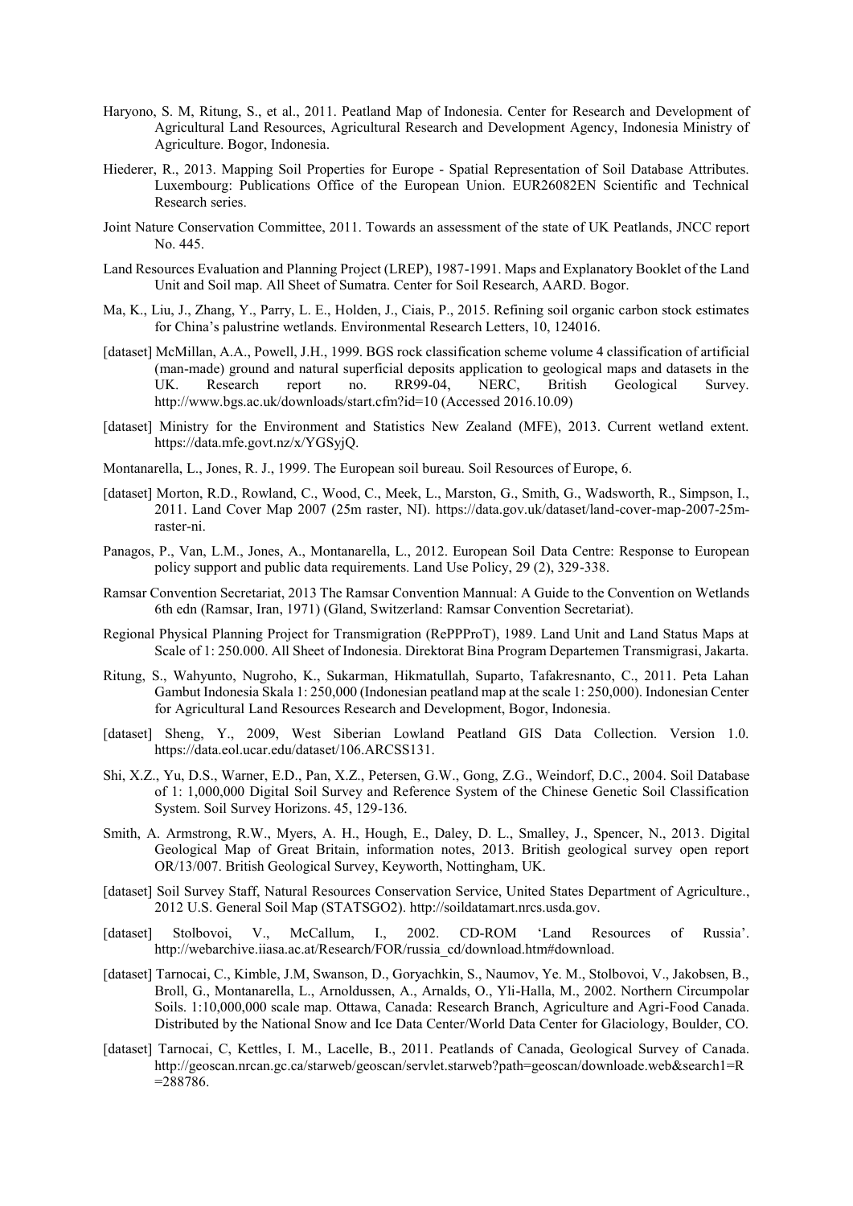Haryono, S. M, Ritung, S., et al., 2011. Peatland Map of Indonesia. Center for Research and Development of Agricultural Land Resources, Agricultural Research and Development Agency, Indonesia Ministry of Agriculture. Bogor, Indonesia.

Hiederer, R., 2013. Mapping Soil Properties for Europe - Spatial Representation of Soil Database Attributes. Luxembourg: Publications Office of the European Union. EUR26082EN Scientific and Technical Research series.

Joint Nature Conservation Committee, 2011. Towards an assessment of the state of UK Peatlands, JNCC report No. 445.

Land Resources Evaluation and Planning Project (LREP), 1987-1991. Maps and Explanatory Booklet of the Land Unit and Soil map. All Sheet of Sumatra. Center for Soil Research, AARD. Bogor.

Ma, K., Liu, J., Zhang, Y., Parry, L. E., Holden, J., Ciais, P., 2015. Refining soil organic carbon stock estimates for China's palustrine wetlands. Environmental Research Letters, 10, 124016.

[dataset] McMillan, A.A., Powell, J.H., 1999. BGS rock classification scheme volume 4 classification of artificial (man-made) ground and natural superficial deposits application to geological maps and datasets in the UK. Research report no. RR99-04, NERC, British Geological Survey. http://www.bgs.ac.uk/downloads/start.cfm?id=10 (Accessed 2016.10.09)

[dataset] Ministry for the Environment and Statistics New Zealand (MFE), 2013. Current wetland extent. https://data.mfe.govt.nz/x/YGSyjQ.

Montanarella, L., Jones, R. J., 1999. The European soil bureau. Soil Resources of Europe, 6.

[dataset] Morton, R.D., Rowland, C., Wood, C., Meek, L., Marston, G., Smith, G., Wadsworth, R., Simpson, I., 2011. Land Cover Map 2007 (25m raster, NI). https://data.gov.uk/dataset/land-cover-map-2007-25m-raster-ni.

Panagos, P., Van, L.M., Jones, A., Montanarella, L., 2012. European Soil Data Centre: Response to European policy support and public data requirements. Land Use Policy, 29 (2), 329-338.

Ramsar Convention Secretariat, 2013 The Ramsar Convention Mannual: A Guide to the Convention on Wetlands 6th edn (Ramsar, Iran, 1971) (Gland, Switzerland: Ramsar Convention Secretariat).

Regional Physical Planning Project for Transmigration (RePPProT), 1989. Land Unit and Land Status Maps at Scale of 1: 250.000. All Sheet of Indonesia. Direktorat Bina Program Departemen Transmigrasi, Jakarta.

Ritung, S., Wahyunto, Nugroho, K., Sukarman, Hikmatullah, Suparto, Tafakresnanto, C., 2011. Peta Lahan Gambut Indonesia Skala 1: 250,000 (Indonesian peatland map at the scale 1: 250,000). Indonesian Center for Agricultural Land Resources Research and Development, Bogor, Indonesia.

[dataset] Sheng, Y., 2009, West Siberian Lowland Peatland GIS Data Collection. Version 1.0. https://data.eol.ucar.edu/dataset/106.ARCSS131.

Shi, X.Z., Yu, D.S., Warner, E.D., Pan, X.Z., Petersen, G.W., Gong, Z.G., Weindorf, D.C., 2004. Soil Database of 1: 1,000,000 Digital Soil Survey and Reference System of the Chinese Genetic Soil Classification System. Soil Survey Horizons. 45, 129-136.

Smith, A. Armstrong, R.W., Myers, A. H., Hough, E., Daley, D. L., Smalley, J., Spencer, N., 2013. Digital Geological Map of Great Britain, information notes, 2013. British geological survey open report OR/13/007. British Geological Survey, Keyworth, Nottingham, UK.

[dataset] Soil Survey Staff, Natural Resources Conservation Service, United States Department of Agriculture., 2012 U.S. General Soil Map (STATSGO2). http://soildatamart.nrcs.usda.gov.

[dataset] Stolbovoi, V., McCallum, I., 2002. CD-ROM 'Land Resources of Russia'. http://webarchive.iiasa.ac.at/Research/FOR/russia_cd/download.htm#download.

[dataset] Tarnocai, C., Kimble, J.M, Swanson, D., Goryachkin, S., Naumov, Ye. M., Stolbovoi, V., Jakobsen, B., Broll, G., Montanarella, L., Arnoldussen, A., Arnalds, O., Yli-Halla, M., 2002. Northern Circumpolar Soils. 1:10,000,000 scale map. Ottawa, Canada: Research Branch, Agriculture and Agri-Food Canada. Distributed by the National Snow and Ice Data Center/World Data Center for Glaciology, Boulder, CO.

[dataset] Tarnocai, C, Kettles, I. M., Lacelle, B., 2011. Peatlands of Canada, Geological Survey of Canada. http://geoscan.nrcan.gc.ca/starweb/geoscan/servlet.starweb?path=geoscan/downloade.web&search1=R=288786.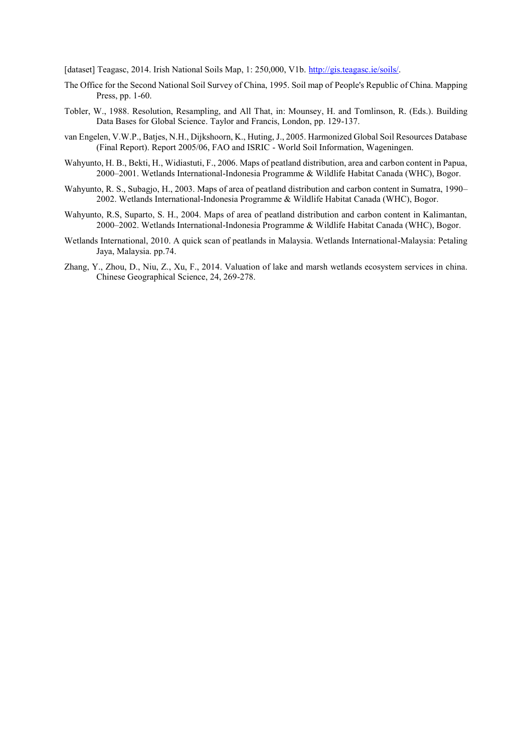[dataset] Teagasc, 2014. Irish National Soils Map, 1: 250,000, V1b. http://gis.teagasc.ie/soils/.

The Office for the Second National Soil Survey of China, 1995. Soil map of People's Republic of China. Mapping Press, pp. 1-60.

Tobler, W., 1988. Resolution, Resampling, and All That, in: Mounsey, H. and Tomlinson, R. (Eds.). Building Data Bases for Global Science. Taylor and Francis, London, pp. 129-137.

van Engelen, V.W.P., Batjes, N.H., Dijkshoorn, K., Huting, J., 2005. Harmonized Global Soil Resources Database (Final Report). Report 2005/06, FAO and ISRIC - World Soil Information, Wageningen.

Wahyunto, H. B., Bekti, H., Widiastuti, F., 2006. Maps of peatland distribution, area and carbon content in Papua, 2000–2001. Wetlands International-Indonesia Programme & Wildlife Habitat Canada (WHC), Bogor.

Wahyunto, R. S., Subagjo, H., 2003. Maps of area of peatland distribution and carbon content in Sumatra, 1990–2002. Wetlands International-Indonesia Programme & Wildlife Habitat Canada (WHC), Bogor.

Wahyunto, R.S, Suparto, S. H., 2004. Maps of area of peatland distribution and carbon content in Kalimantan, 2000–2002. Wetlands International-Indonesia Programme & Wildlife Habitat Canada (WHC), Bogor.

Wetlands International, 2010. A quick scan of peatlands in Malaysia. Wetlands International-Malaysia: Petaling Jaya, Malaysia. pp.74.

Zhang, Y., Zhou, D., Niu, Z., Xu, F., 2014. Valuation of lake and marsh wetlands ecosystem services in china. Chinese Geographical Science, 24, 269-278.